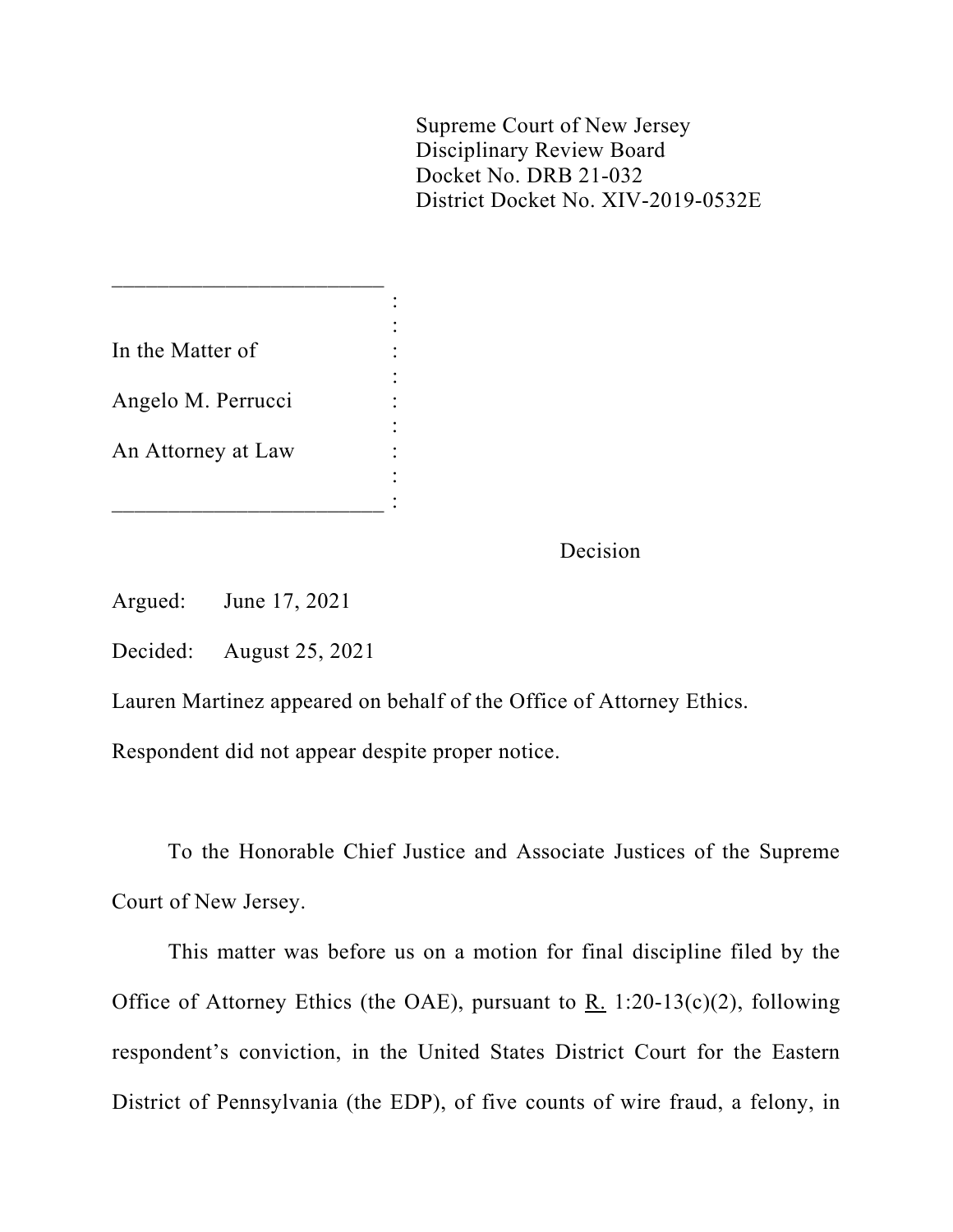Supreme Court of New Jersey
Disciplinary Review Board
Docket No. DRB 21-032
District Docket No. XIV-2019-0532E

In the Matter of

Angelo M. Perrucci

An Attorney at Law

Decision

Argued: June 17, 2021

Decided: August 25, 2021

Lauren Martinez appeared on behalf of the Office of Attorney Ethics.

Respondent did not appear despite proper notice.

To the Honorable Chief Justice and Associate Justices of the Supreme Court of New Jersey.

This matter was before us on a motion for final discipline filed by the Office of Attorney Ethics (the OAE), pursuant to R. 1:20-13(c)(2), following respondent's conviction, in the United States District Court for the Eastern District of Pennsylvania (the EDP), of five counts of wire fraud, a felony, in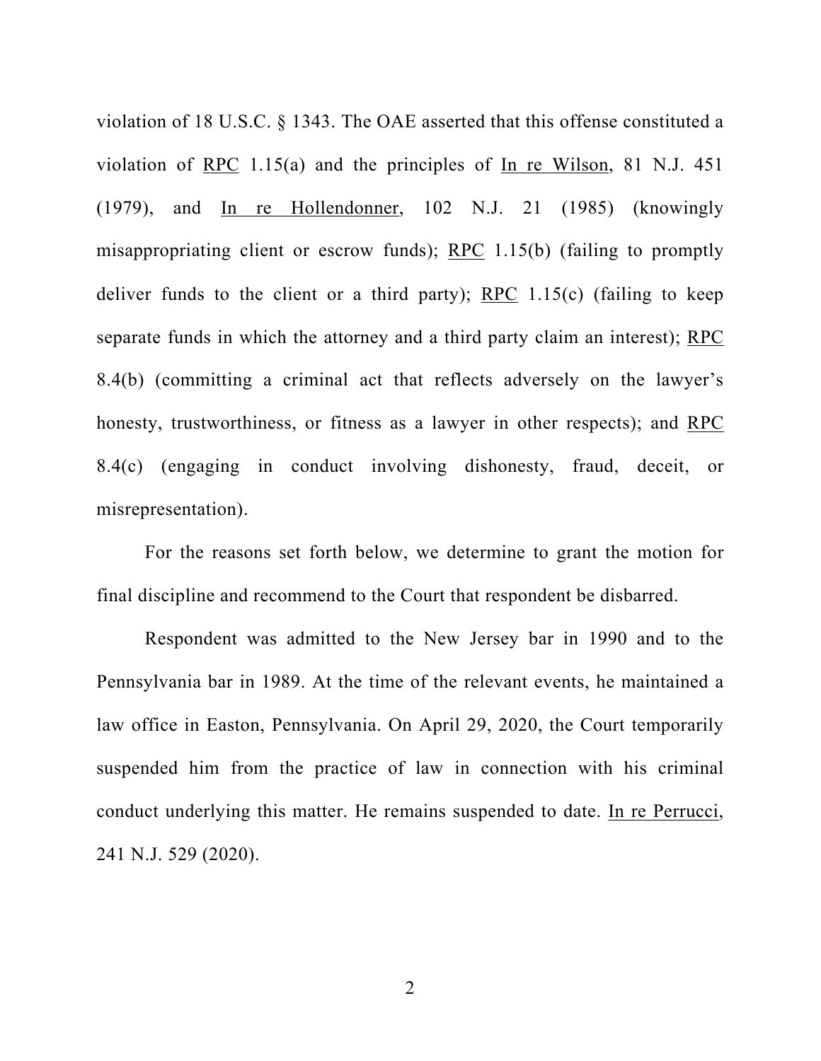violation of 18 U.S.C. § 1343. The OAE asserted that this offense constituted a violation of RPC 1.15(a) and the principles of In re Wilson, 81 N.J. 451 (1979), and In re Hollendonner, 102 N.J. 21 (1985) (knowingly misappropriating client or escrow funds); RPC 1.15(b) (failing to promptly deliver funds to the client or a third party); RPC 1.15(c) (failing to keep separate funds in which the attorney and a third party claim an interest); RPC 8.4(b) (committing a criminal act that reflects adversely on the lawyer's honesty, trustworthiness, or fitness as a lawyer in other respects); and RPC 8.4(c) (engaging in conduct involving dishonesty, fraud, deceit, or misrepresentation).

For the reasons set forth below, we determine to grant the motion for final discipline and recommend to the Court that respondent be disbarred.

Respondent was admitted to the New Jersey bar in 1990 and to the Pennsylvania bar in 1989. At the time of the relevant events, he maintained a law office in Easton, Pennsylvania. On April 29, 2020, the Court temporarily suspended him from the practice of law in connection with his criminal conduct underlying this matter. He remains suspended to date. In re Perrucci, 241 N.J. 529 (2020).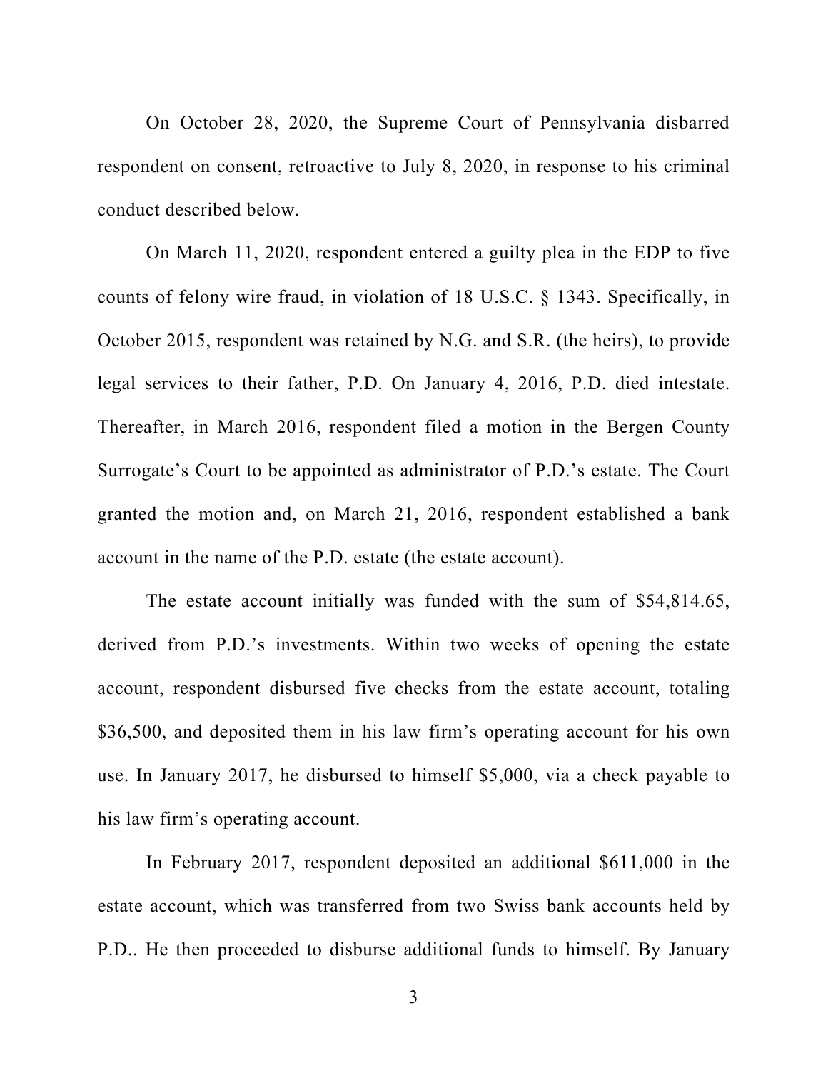On October 28, 2020, the Supreme Court of Pennsylvania disbarred respondent on consent, retroactive to July 8, 2020, in response to his criminal conduct described below.

On March 11, 2020, respondent entered a guilty plea in the EDP to five counts of felony wire fraud, in violation of 18 U.S.C. § 1343. Specifically, in October 2015, respondent was retained by N.G. and S.R. (the heirs), to provide legal services to their father, P.D. On January 4, 2016, P.D. died intestate. Thereafter, in March 2016, respondent filed a motion in the Bergen County Surrogate's Court to be appointed as administrator of P.D.'s estate. The Court granted the motion and, on March 21, 2016, respondent established a bank account in the name of the P.D. estate (the estate account).

The estate account initially was funded with the sum of $54,814.65, derived from P.D.'s investments. Within two weeks of opening the estate account, respondent disbursed five checks from the estate account, totaling $36,500, and deposited them in his law firm's operating account for his own use. In January 2017, he disbursed to himself $5,000, via a check payable to his law firm's operating account.

In February 2017, respondent deposited an additional $611,000 in the estate account, which was transferred from two Swiss bank accounts held by P.D.. He then proceeded to disburse additional funds to himself. By January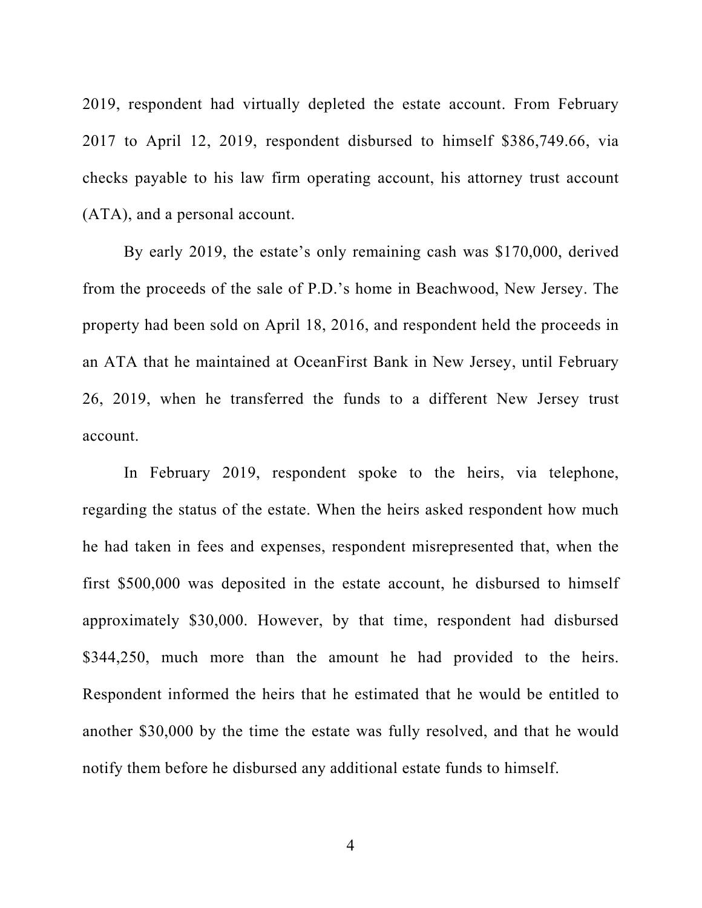2019, respondent had virtually depleted the estate account. From February 2017 to April 12, 2019, respondent disbursed to himself $386,749.66, via checks payable to his law firm operating account, his attorney trust account (ATA), and a personal account.

By early 2019, the estate's only remaining cash was $170,000, derived from the proceeds of the sale of P.D.'s home in Beachwood, New Jersey. The property had been sold on April 18, 2016, and respondent held the proceeds in an ATA that he maintained at OceanFirst Bank in New Jersey, until February 26, 2019, when he transferred the funds to a different New Jersey trust account.

In February 2019, respondent spoke to the heirs, via telephone, regarding the status of the estate. When the heirs asked respondent how much he had taken in fees and expenses, respondent misrepresented that, when the first $500,000 was deposited in the estate account, he disbursed to himself approximately $30,000. However, by that time, respondent had disbursed $344,250, much more than the amount he had provided to the heirs. Respondent informed the heirs that he estimated that he would be entitled to another $30,000 by the time the estate was fully resolved, and that he would notify them before he disbursed any additional estate funds to himself.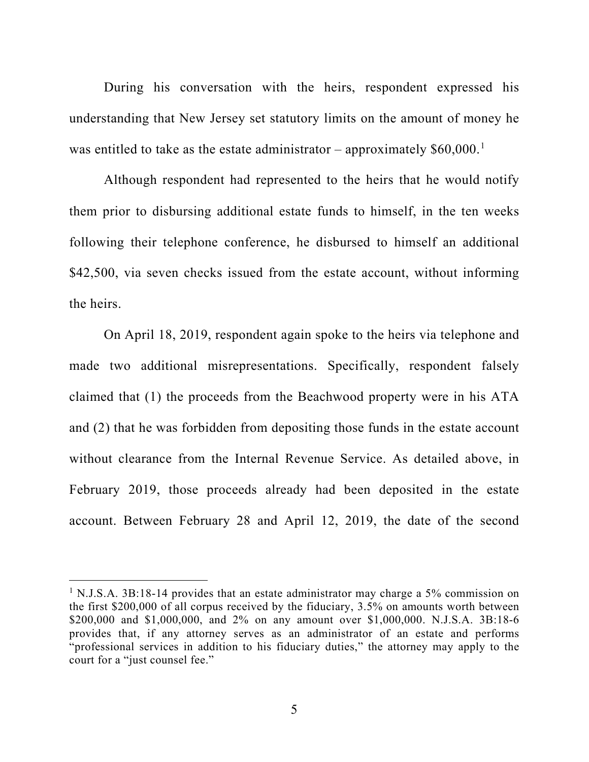During his conversation with the heirs, respondent expressed his understanding that New Jersey set statutory limits on the amount of money he was entitled to take as the estate administrator – approximately $60,000.[1]

Although respondent had represented to the heirs that he would notify them prior to disbursing additional estate funds to himself, in the ten weeks following their telephone conference, he disbursed to himself an additional $42,500, via seven checks issued from the estate account, without informing the heirs.

On April 18, 2019, respondent again spoke to the heirs via telephone and made two additional misrepresentations. Specifically, respondent falsely claimed that (1) the proceeds from the Beachwood property were in his ATA and (2) that he was forbidden from depositing those funds in the estate account without clearance from the Internal Revenue Service. As detailed above, in February 2019, those proceeds already had been deposited in the estate account. Between February 28 and April 12, 2019, the date of the second

---

[1] N.J.S.A. 3B:18-14 provides that an estate administrator may charge a 5% commission on the first $200,000 of all corpus received by the fiduciary, 3.5% on amounts worth between $200,000 and $1,000,000, and 2% on any amount over $1,000,000. N.J.S.A. 3B:18-6 provides that, if any attorney serves as an administrator of an estate and performs "professional services in addition to his fiduciary duties," the attorney may apply to the court for a "just counsel fee."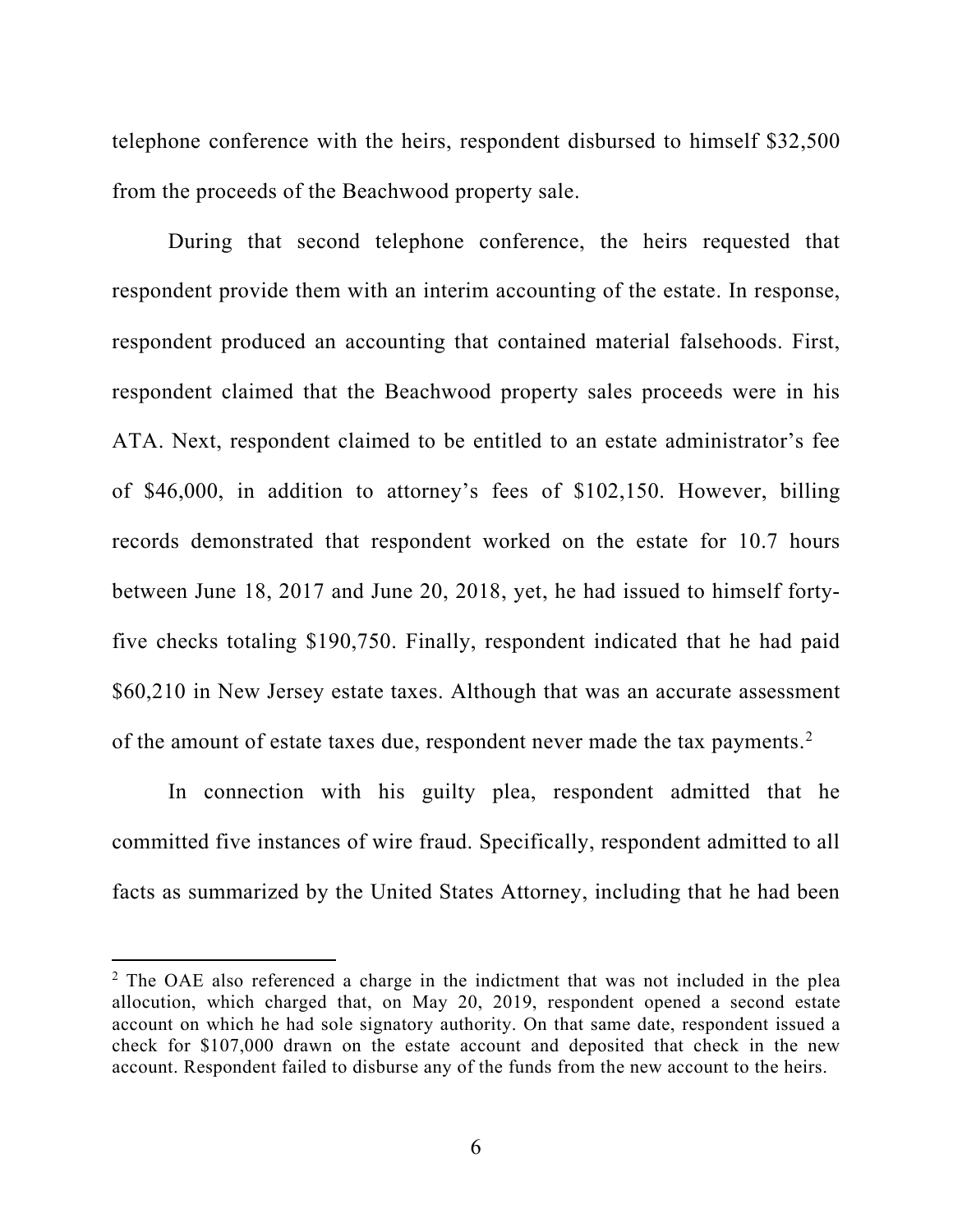telephone conference with the heirs, respondent disbursed to himself $32,500 from the proceeds of the Beachwood property sale.

During that second telephone conference, the heirs requested that respondent provide them with an interim accounting of the estate. In response, respondent produced an accounting that contained material falsehoods. First, respondent claimed that the Beachwood property sales proceeds were in his ATA. Next, respondent claimed to be entitled to an estate administrator's fee of $46,000, in addition to attorney's fees of $102,150. However, billing records demonstrated that respondent worked on the estate for 10.7 hours between June 18, 2017 and June 20, 2018, yet, he had issued to himself forty-five checks totaling $190,750. Finally, respondent indicated that he had paid $60,210 in New Jersey estate taxes. Although that was an accurate assessment of the amount of estate taxes due, respondent never made the tax payments.[2]

In connection with his guilty plea, respondent admitted that he committed five instances of wire fraud. Specifically, respondent admitted to all facts as summarized by the United States Attorney, including that he had been

---

[2] The OAE also referenced a charge in the indictment that was not included in the plea allocution, which charged that, on May 20, 2019, respondent opened a second estate account on which he had sole signatory authority. On that same date, respondent issued a check for $107,000 drawn on the estate account and deposited that check in the new account. Respondent failed to disburse any of the funds from the new account to the heirs.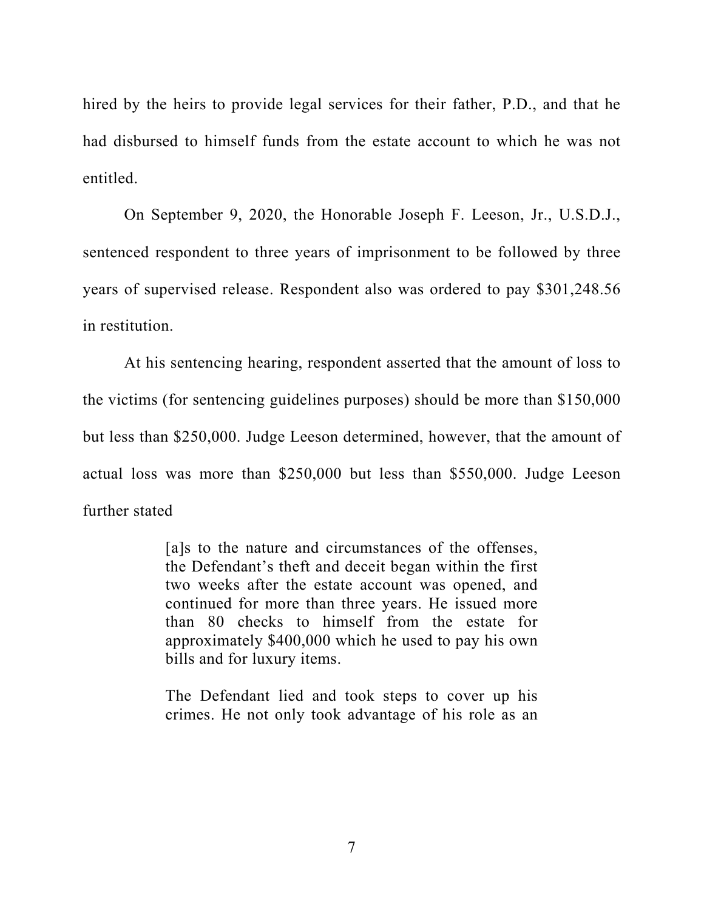hired by the heirs to provide legal services for their father, P.D., and that he had disbursed to himself funds from the estate account to which he was not entitled.

On September 9, 2020, the Honorable Joseph F. Leeson, Jr., U.S.D.J., sentenced respondent to three years of imprisonment to be followed by three years of supervised release. Respondent also was ordered to pay $301,248.56 in restitution.

At his sentencing hearing, respondent asserted that the amount of loss to the victims (for sentencing guidelines purposes) should be more than $150,000 but less than $250,000. Judge Leeson determined, however, that the amount of actual loss was more than $250,000 but less than $550,000. Judge Leeson further stated

> [a]s to the nature and circumstances of the offenses, the Defendant's theft and deceit began within the first two weeks after the estate account was opened, and continued for more than three years. He issued more than 80 checks to himself from the estate for approximately $400,000 which he used to pay his own bills and for luxury items.
>
> The Defendant lied and took steps to cover up his crimes. He not only took advantage of his role as an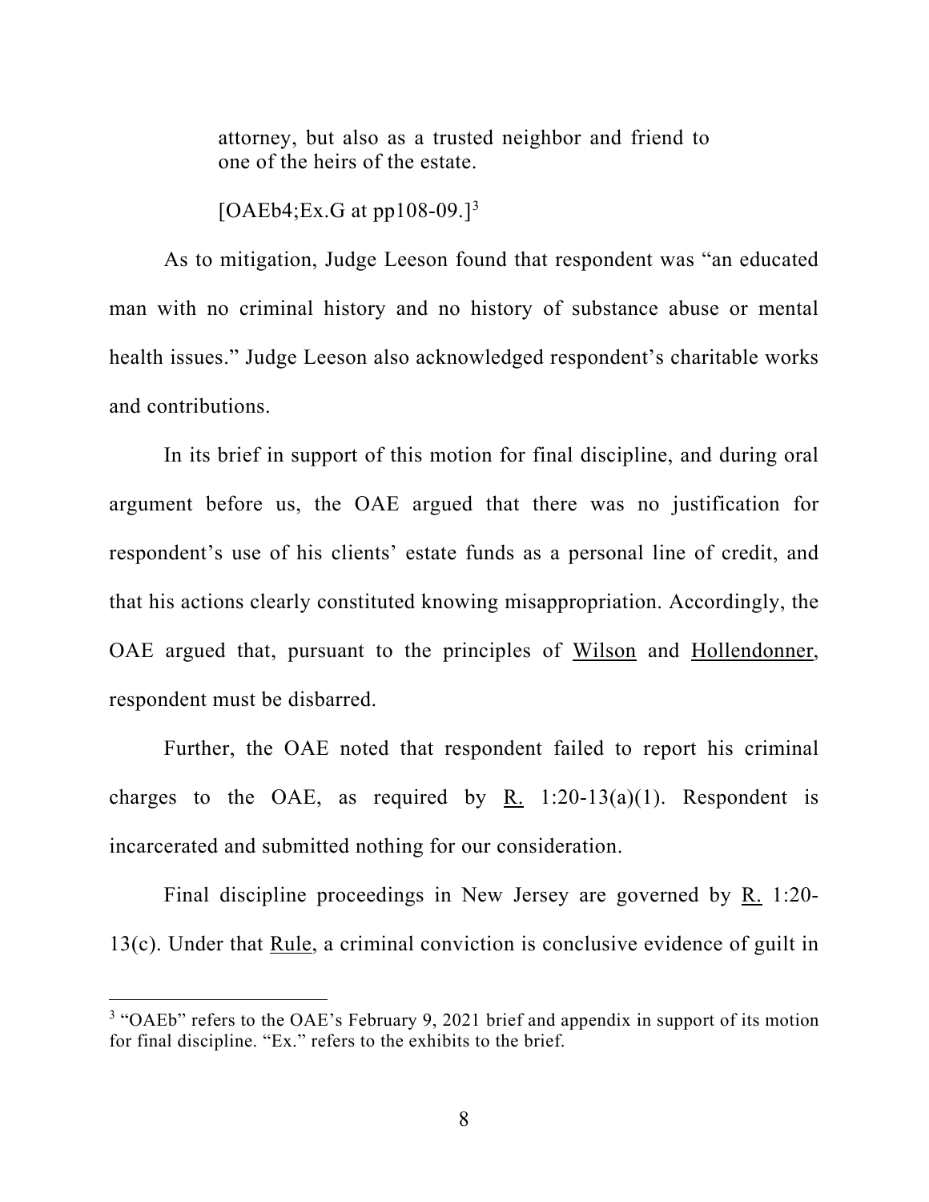> attorney, but also as a trusted neighbor and friend to one of the heirs of the estate.
>
> [OAEb4;Ex.G at pp108-09.][3]

As to mitigation, Judge Leeson found that respondent was "an educated man with no criminal history and no history of substance abuse or mental health issues." Judge Leeson also acknowledged respondent's charitable works and contributions.

In its brief in support of this motion for final discipline, and during oral argument before us, the OAE argued that there was no justification for respondent's use of his clients' estate funds as a personal line of credit, and that his actions clearly constituted knowing misappropriation. Accordingly, the OAE argued that, pursuant to the principles of Wilson and Hollendonner, respondent must be disbarred.

Further, the OAE noted that respondent failed to report his criminal charges to the OAE, as required by R. 1:20-13(a)(1). Respondent is incarcerated and submitted nothing for our consideration.

Final discipline proceedings in New Jersey are governed by R. 1:20-13(c). Under that Rule, a criminal conviction is conclusive evidence of guilt in

---

[3] "OAEb" refers to the OAE's February 9, 2021 brief and appendix in support of its motion for final discipline. "Ex." refers to the exhibits to the brief.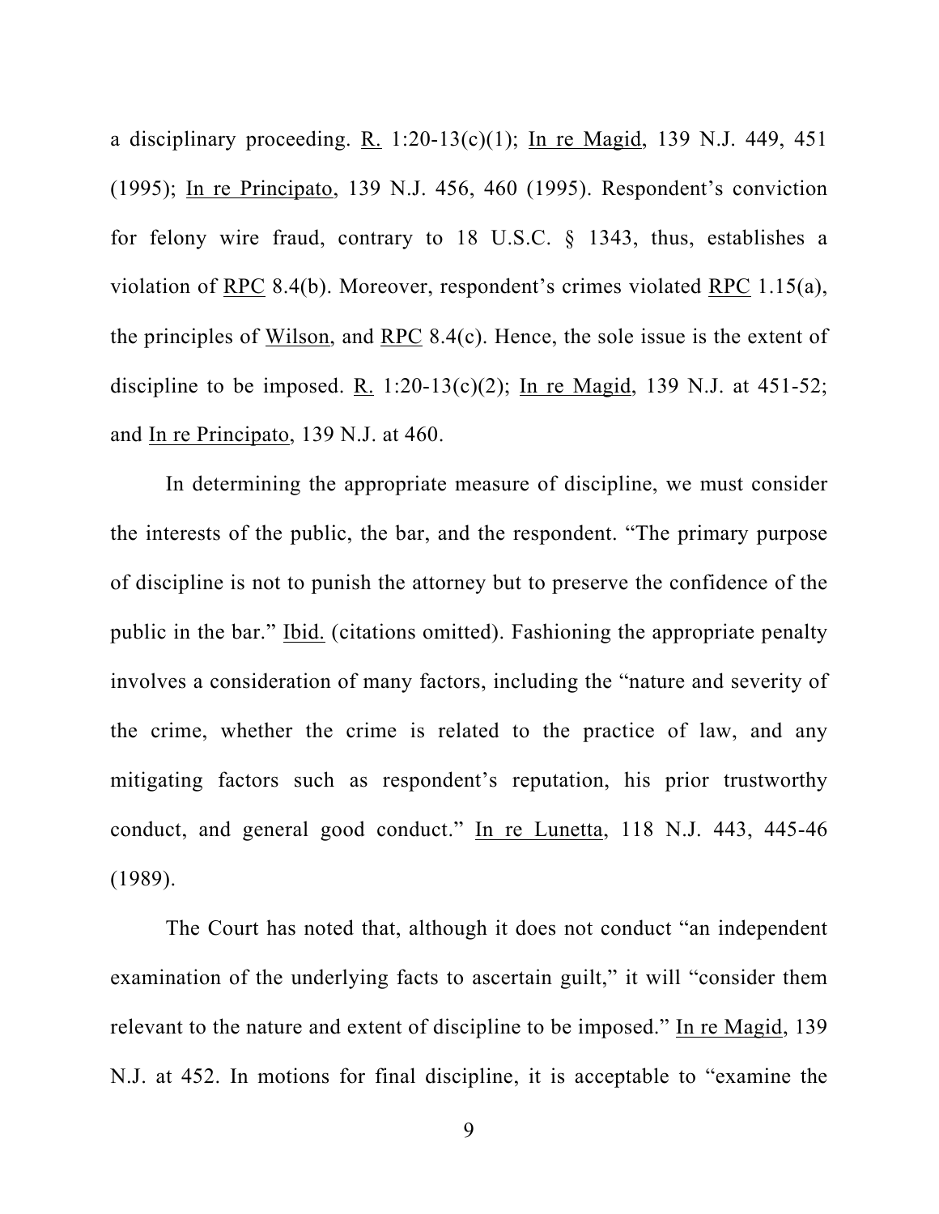a disciplinary proceeding. R. 1:20-13(c)(1); In re Magid, 139 N.J. 449, 451 (1995); In re Principato, 139 N.J. 456, 460 (1995). Respondent's conviction for felony wire fraud, contrary to 18 U.S.C. § 1343, thus, establishes a violation of RPC 8.4(b). Moreover, respondent's crimes violated RPC 1.15(a), the principles of Wilson, and RPC 8.4(c). Hence, the sole issue is the extent of discipline to be imposed. R. 1:20-13(c)(2); In re Magid, 139 N.J. at 451-52; and In re Principato, 139 N.J. at 460.

In determining the appropriate measure of discipline, we must consider the interests of the public, the bar, and the respondent. "The primary purpose of discipline is not to punish the attorney but to preserve the confidence of the public in the bar." Ibid. (citations omitted). Fashioning the appropriate penalty involves a consideration of many factors, including the "nature and severity of the crime, whether the crime is related to the practice of law, and any mitigating factors such as respondent's reputation, his prior trustworthy conduct, and general good conduct." In re Lunetta, 118 N.J. 443, 445-46 (1989).

The Court has noted that, although it does not conduct "an independent examination of the underlying facts to ascertain guilt," it will "consider them relevant to the nature and extent of discipline to be imposed." In re Magid, 139 N.J. at 452. In motions for final discipline, it is acceptable to "examine the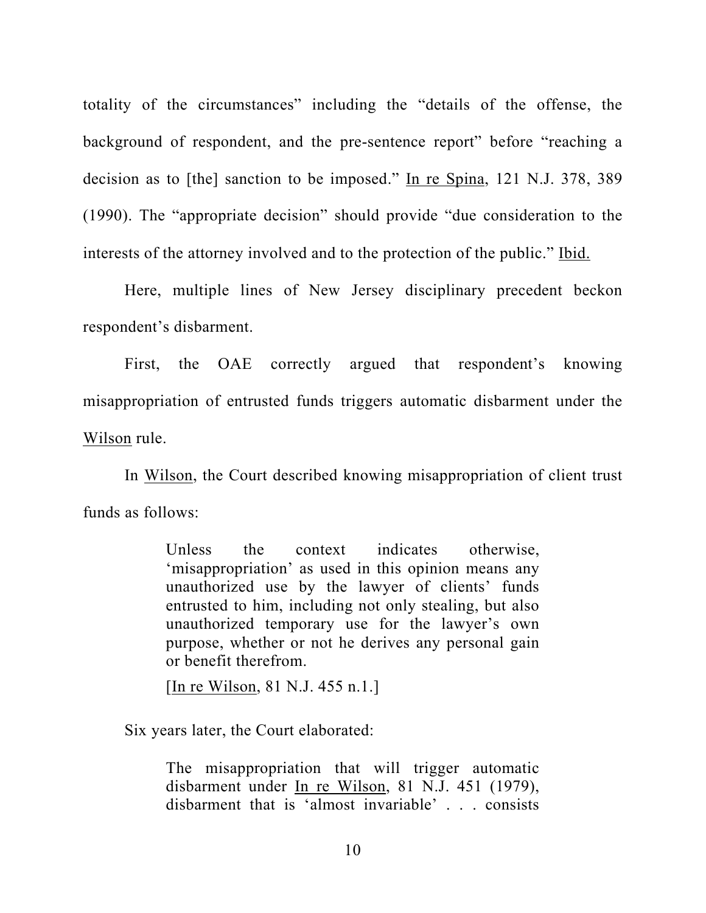totality of the circumstances" including the "details of the offense, the background of respondent, and the pre-sentence report" before "reaching a decision as to [the] sanction to be imposed." In re Spina, 121 N.J. 378, 389 (1990). The "appropriate decision" should provide "due consideration to the interests of the attorney involved and to the protection of the public." Ibid.

Here, multiple lines of New Jersey disciplinary precedent beckon respondent's disbarment.

First, the OAE correctly argued that respondent's knowing misappropriation of entrusted funds triggers automatic disbarment under the Wilson rule.

In Wilson, the Court described knowing misappropriation of client trust funds as follows:

> Unless the context indicates otherwise, 'misappropriation' as used in this opinion means any unauthorized use by the lawyer of clients' funds entrusted to him, including not only stealing, but also unauthorized temporary use for the lawyer's own purpose, whether or not he derives any personal gain or benefit therefrom.
>
> [In re Wilson, 81 N.J. 455 n.1.]

Six years later, the Court elaborated:

> The misappropriation that will trigger automatic disbarment under In re Wilson, 81 N.J. 451 (1979), disbarment that is 'almost invariable' . . . consists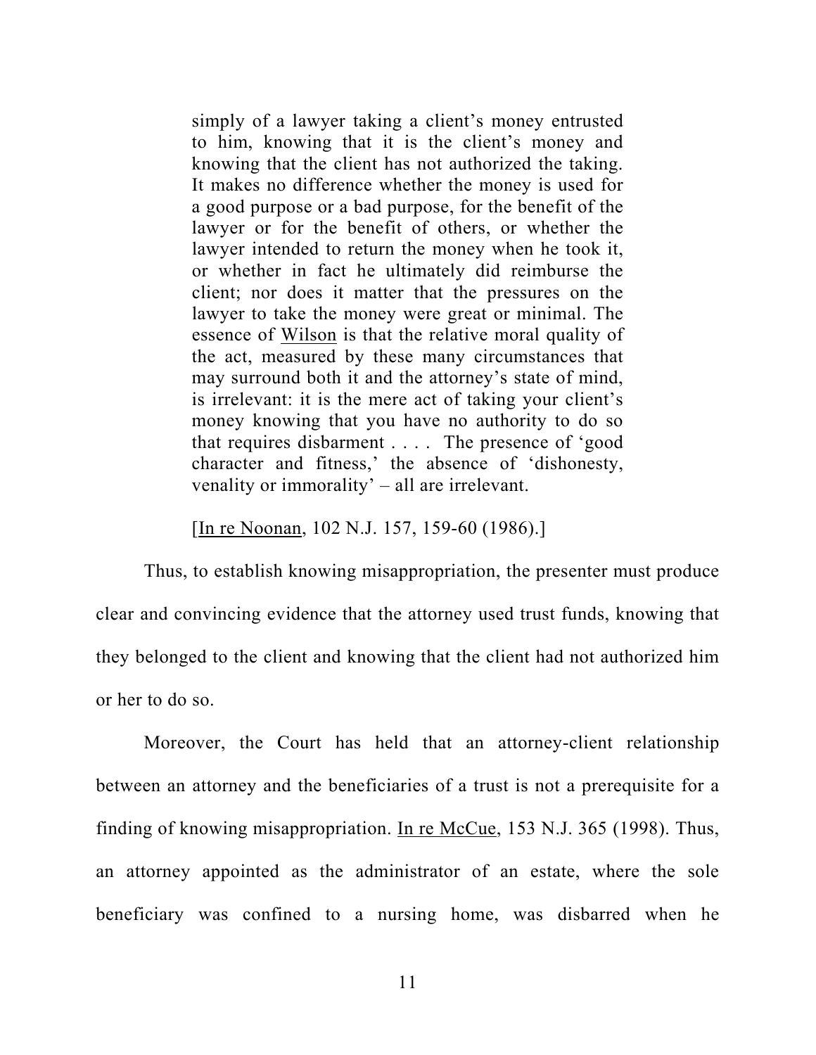> simply of a lawyer taking a client's money entrusted to him, knowing that it is the client's money and knowing that the client has not authorized the taking. It makes no difference whether the money is used for a good purpose or a bad purpose, for the benefit of the lawyer or for the benefit of others, or whether the lawyer intended to return the money when he took it, or whether in fact he ultimately did reimburse the client; nor does it matter that the pressures on the lawyer to take the money were great or minimal. The essence of Wilson is that the relative moral quality of the act, measured by these many circumstances that may surround both it and the attorney's state of mind, is irrelevant: it is the mere act of taking your client's money knowing that you have no authority to do so that requires disbarment . . . . The presence of 'good character and fitness,' the absence of 'dishonesty, venality or immorality' – all are irrelevant.
>
> [In re Noonan, 102 N.J. 157, 159-60 (1986).]

Thus, to establish knowing misappropriation, the presenter must produce clear and convincing evidence that the attorney used trust funds, knowing that they belonged to the client and knowing that the client had not authorized him or her to do so.

Moreover, the Court has held that an attorney-client relationship between an attorney and the beneficiaries of a trust is not a prerequisite for a finding of knowing misappropriation. In re McCue, 153 N.J. 365 (1998). Thus, an attorney appointed as the administrator of an estate, where the sole beneficiary was confined to a nursing home, was disbarred when he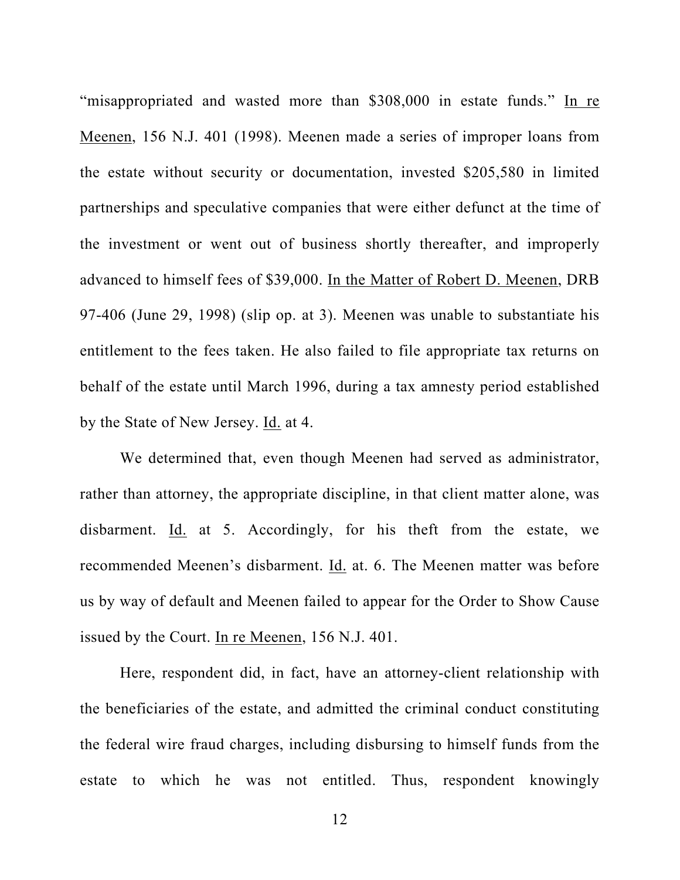"misappropriated and wasted more than $308,000 in estate funds." In re Meenen, 156 N.J. 401 (1998). Meenen made a series of improper loans from the estate without security or documentation, invested $205,580 in limited partnerships and speculative companies that were either defunct at the time of the investment or went out of business shortly thereafter, and improperly advanced to himself fees of $39,000. In the Matter of Robert D. Meenen, DRB 97-406 (June 29, 1998) (slip op. at 3). Meenen was unable to substantiate his entitlement to the fees taken. He also failed to file appropriate tax returns on behalf of the estate until March 1996, during a tax amnesty period established by the State of New Jersey. Id. at 4.

We determined that, even though Meenen had served as administrator, rather than attorney, the appropriate discipline, in that client matter alone, was disbarment. Id. at 5. Accordingly, for his theft from the estate, we recommended Meenen's disbarment. Id. at. 6. The Meenen matter was before us by way of default and Meenen failed to appear for the Order to Show Cause issued by the Court. In re Meenen, 156 N.J. 401.

Here, respondent did, in fact, have an attorney-client relationship with the beneficiaries of the estate, and admitted the criminal conduct constituting the federal wire fraud charges, including disbursing to himself funds from the estate to which he was not entitled. Thus, respondent knowingly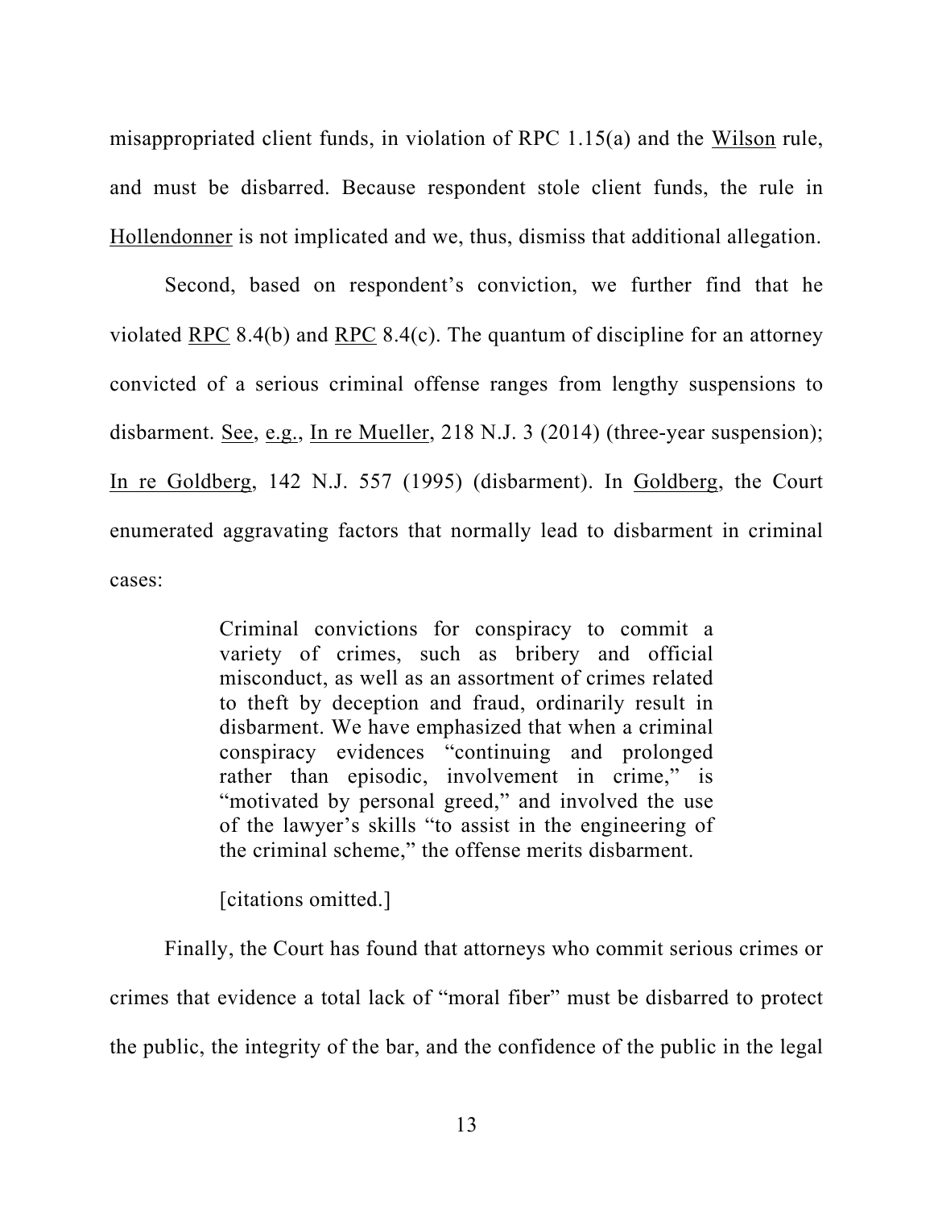misappropriated client funds, in violation of RPC 1.15(a) and the Wilson rule, and must be disbarred. Because respondent stole client funds, the rule in Hollendonner is not implicated and we, thus, dismiss that additional allegation.

Second, based on respondent's conviction, we further find that he violated RPC 8.4(b) and RPC 8.4(c). The quantum of discipline for an attorney convicted of a serious criminal offense ranges from lengthy suspensions to disbarment. See, e.g., In re Mueller, 218 N.J. 3 (2014) (three-year suspension); In re Goldberg, 142 N.J. 557 (1995) (disbarment). In Goldberg, the Court enumerated aggravating factors that normally lead to disbarment in criminal cases:

> Criminal convictions for conspiracy to commit a variety of crimes, such as bribery and official misconduct, as well as an assortment of crimes related to theft by deception and fraud, ordinarily result in disbarment. We have emphasized that when a criminal conspiracy evidences "continuing and prolonged rather than episodic, involvement in crime," is "motivated by personal greed," and involved the use of the lawyer's skills "to assist in the engineering of the criminal scheme," the offense merits disbarment.
>
> [citations omitted.]

Finally, the Court has found that attorneys who commit serious crimes or crimes that evidence a total lack of "moral fiber" must be disbarred to protect the public, the integrity of the bar, and the confidence of the public in the legal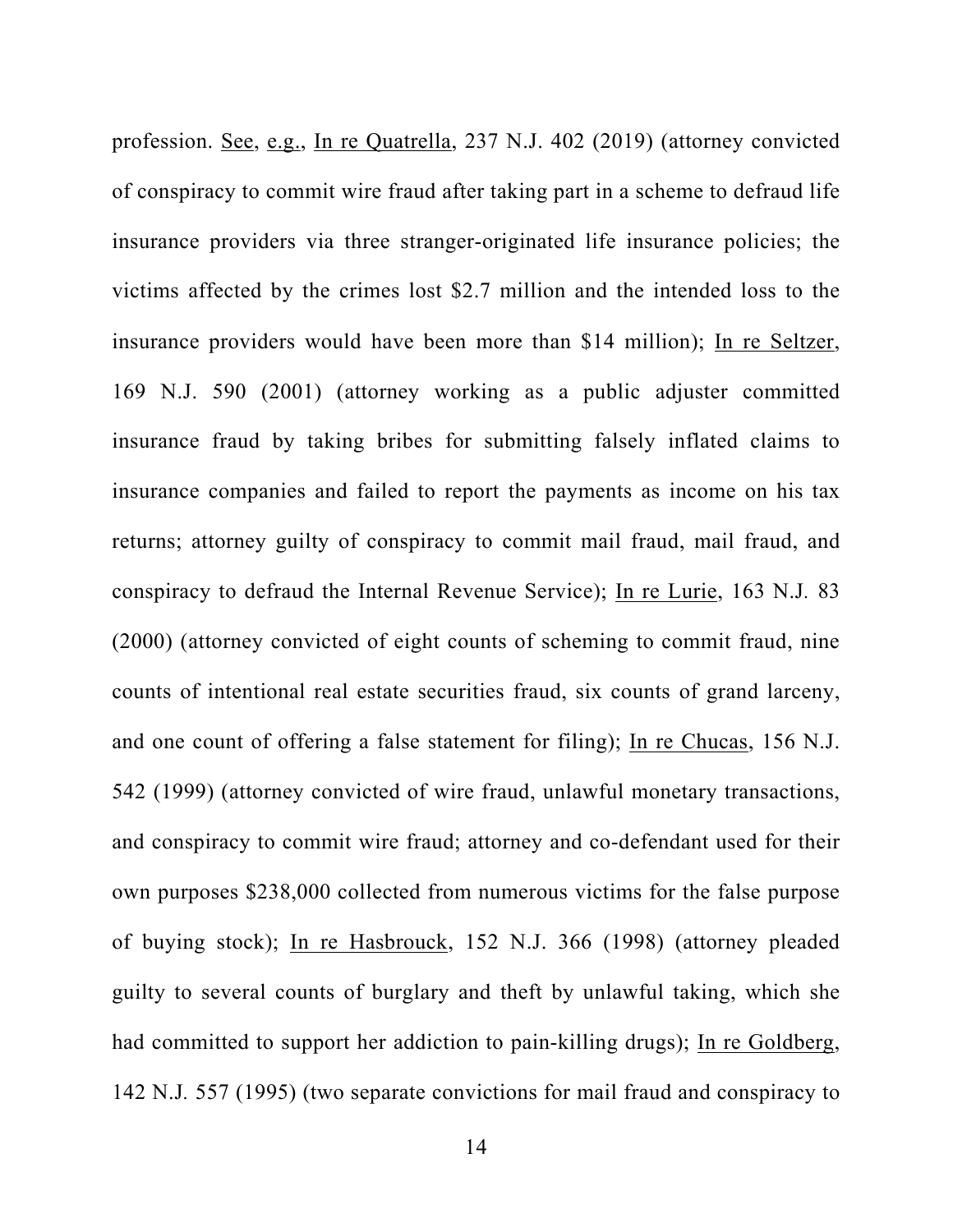profession. See, e.g., In re Quatrella, 237 N.J. 402 (2019) (attorney convicted of conspiracy to commit wire fraud after taking part in a scheme to defraud life insurance providers via three stranger-originated life insurance policies; the victims affected by the crimes lost $2.7 million and the intended loss to the insurance providers would have been more than $14 million); In re Seltzer, 169 N.J. 590 (2001) (attorney working as a public adjuster committed insurance fraud by taking bribes for submitting falsely inflated claims to insurance companies and failed to report the payments as income on his tax returns; attorney guilty of conspiracy to commit mail fraud, mail fraud, and conspiracy to defraud the Internal Revenue Service); In re Lurie, 163 N.J. 83 (2000) (attorney convicted of eight counts of scheming to commit fraud, nine counts of intentional real estate securities fraud, six counts of grand larceny, and one count of offering a false statement for filing); In re Chucas, 156 N.J. 542 (1999) (attorney convicted of wire fraud, unlawful monetary transactions, and conspiracy to commit wire fraud; attorney and co-defendant used for their own purposes $238,000 collected from numerous victims for the false purpose of buying stock); In re Hasbrouck, 152 N.J. 366 (1998) (attorney pleaded guilty to several counts of burglary and theft by unlawful taking, which she had committed to support her addiction to pain-killing drugs); In re Goldberg, 142 N.J. 557 (1995) (two separate convictions for mail fraud and conspiracy to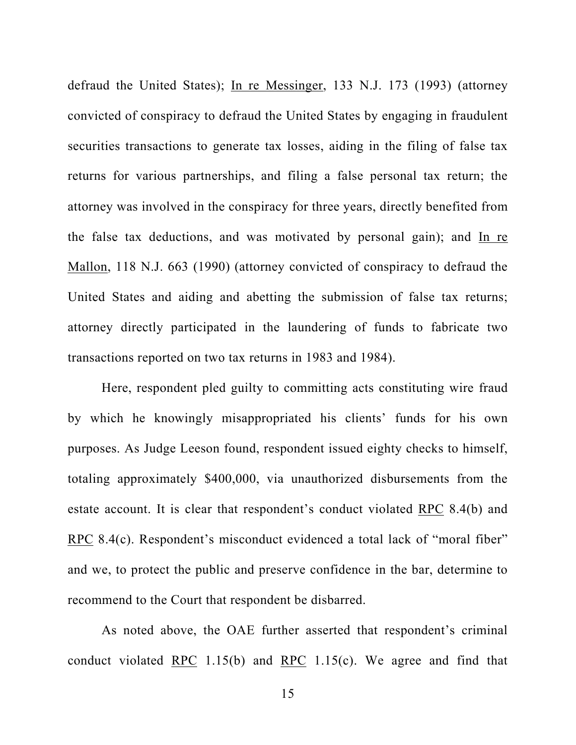defraud the United States); In re Messinger, 133 N.J. 173 (1993) (attorney convicted of conspiracy to defraud the United States by engaging in fraudulent securities transactions to generate tax losses, aiding in the filing of false tax returns for various partnerships, and filing a false personal tax return; the attorney was involved in the conspiracy for three years, directly benefited from the false tax deductions, and was motivated by personal gain); and In re Mallon, 118 N.J. 663 (1990) (attorney convicted of conspiracy to defraud the United States and aiding and abetting the submission of false tax returns; attorney directly participated in the laundering of funds to fabricate two transactions reported on two tax returns in 1983 and 1984).

Here, respondent pled guilty to committing acts constituting wire fraud by which he knowingly misappropriated his clients' funds for his own purposes. As Judge Leeson found, respondent issued eighty checks to himself, totaling approximately $400,000, via unauthorized disbursements from the estate account. It is clear that respondent's conduct violated RPC 8.4(b) and RPC 8.4(c). Respondent's misconduct evidenced a total lack of "moral fiber" and we, to protect the public and preserve confidence in the bar, determine to recommend to the Court that respondent be disbarred.

As noted above, the OAE further asserted that respondent's criminal conduct violated RPC 1.15(b) and RPC 1.15(c). We agree and find that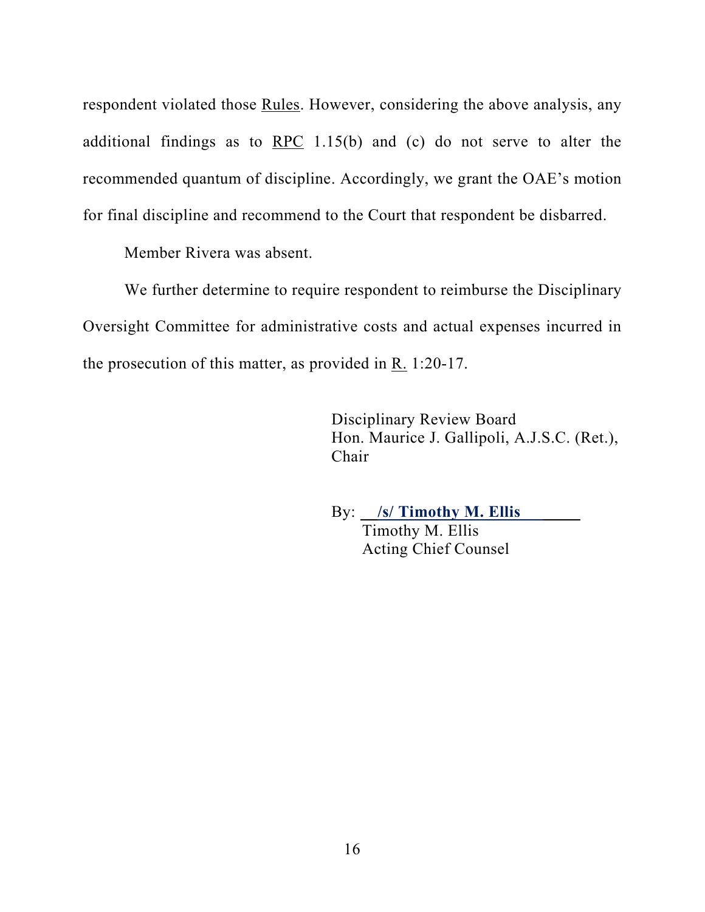respondent violated those Rules. However, considering the above analysis, any additional findings as to RPC 1.15(b) and (c) do not serve to alter the recommended quantum of discipline. Accordingly, we grant the OAE's motion for final discipline and recommend to the Court that respondent be disbarred.

Member Rivera was absent.

We further determine to require respondent to reimburse the Disciplinary Oversight Committee for administrative costs and actual expenses incurred in the prosecution of this matter, as provided in R. 1:20-17.

Disciplinary Review Board
Hon. Maurice J. Gallipoli, A.J.S.C. (Ret.),
Chair

By: **/s/ Timothy M. Ellis**
Timothy M. Ellis
Acting Chief Counsel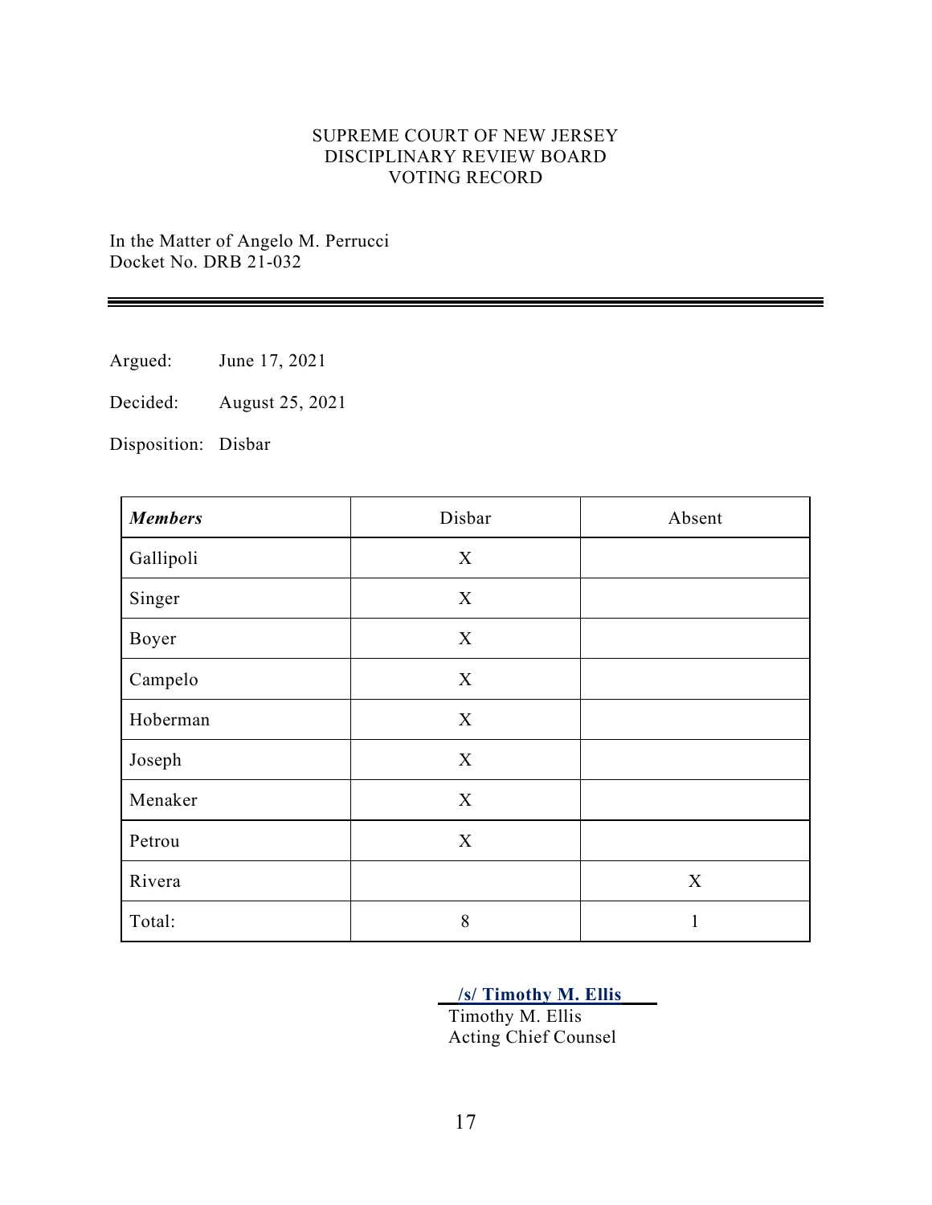SUPREME COURT OF NEW JERSEY
DISCIPLINARY REVIEW BOARD
VOTING RECORD

In the Matter of Angelo M. Perrucci
Docket No. DRB 21-032

---

Argued: June 17, 2021

Decided: August 25, 2021

Disposition: Disbar

| ***Members*** | Disbar | Absent |
|---|---|---|
| Gallipoli | X | |
| Singer | X | |
| Boyer | X | |
| Campelo | X | |
| Hoberman | X | |
| Joseph | X | |
| Menaker | X | |
| Petrou | X | |
| Rivera | | X |
| Total: | 8 | 1 |

**/s/ Timothy M. Ellis**
Timothy M. Ellis
Acting Chief Counsel